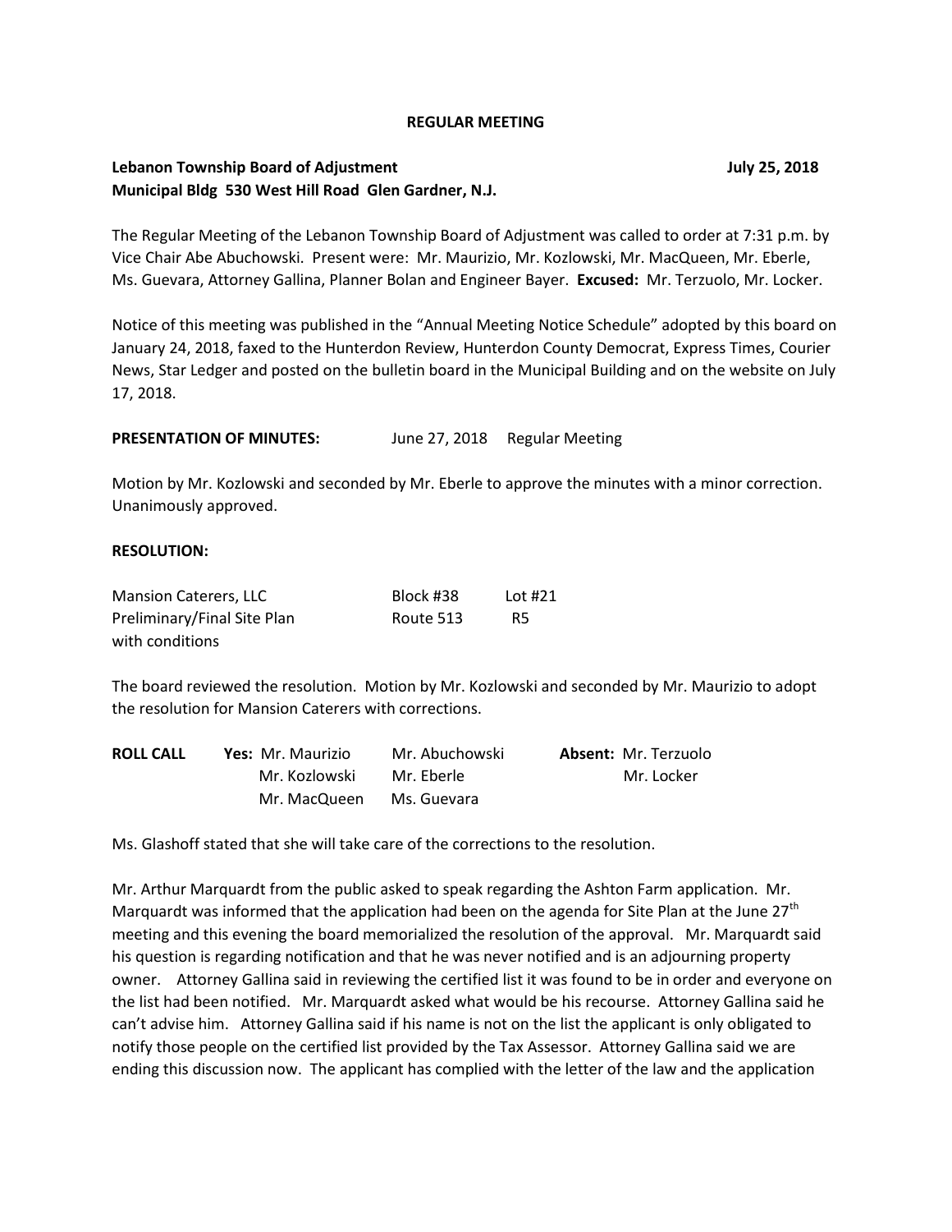**REGULAR MEETING**

**Lebanon Township Board of Adjustment** **July 25, 2018**
**Municipal Bldg 530 West Hill Road Glen Gardner, N.J.**

The Regular Meeting of the Lebanon Township Board of Adjustment was called to order at 7:31 p.m. by Vice Chair Abe Abuchowski. Present were: Mr. Maurizio, Mr. Kozlowski, Mr. MacQueen, Mr. Eberle, Ms. Guevara, Attorney Gallina, Planner Bolan and Engineer Bayer. **Excused:** Mr. Terzuolo, Mr. Locker.

Notice of this meeting was published in the "Annual Meeting Notice Schedule" adopted by this board on January 24, 2018, faxed to the Hunterdon Review, Hunterdon County Democrat, Express Times, Courier News, Star Ledger and posted on the bulletin board in the Municipal Building and on the website on July 17, 2018.

**PRESENTATION OF MINUTES:** June 27, 2018 Regular Meeting

Motion by Mr. Kozlowski and seconded by Mr. Eberle to approve the minutes with a minor correction. Unanimously approved.

**RESOLUTION:**

| Mansion Caterers, LLC | Block #38 | Lot #21 |
|---|---|---|
| Preliminary/Final Site Plan | Route 513 | R5 |
| with conditions | | |

The board reviewed the resolution. Motion by Mr. Kozlowski and seconded by Mr. Maurizio to adopt the resolution for Mansion Caterers with corrections.

| **ROLL CALL** | **Yes:** Mr. Maurizio | Mr. Abuchowski | **Absent:** Mr. Terzuolo |
|---|---|---|---|
| | Mr. Kozlowski | Mr. Eberle | Mr. Locker |
| | Mr. MacQueen | Ms. Guevara | |

Ms. Glashoff stated that she will take care of the corrections to the resolution.

Mr. Arthur Marquardt from the public asked to speak regarding the Ashton Farm application. Mr. Marquardt was informed that the application had been on the agenda for Site Plan at the June 27th meeting and this evening the board memorialized the resolution of the approval. Mr. Marquardt said his question is regarding notification and that he was never notified and is an adjourning property owner. Attorney Gallina said in reviewing the certified list it was found to be in order and everyone on the list had been notified. Mr. Marquardt asked what would be his recourse. Attorney Gallina said he can't advise him. Attorney Gallina said if his name is not on the list the applicant is only obligated to notify those people on the certified list provided by the Tax Assessor. Attorney Gallina said we are ending this discussion now. The applicant has complied with the letter of the law and the application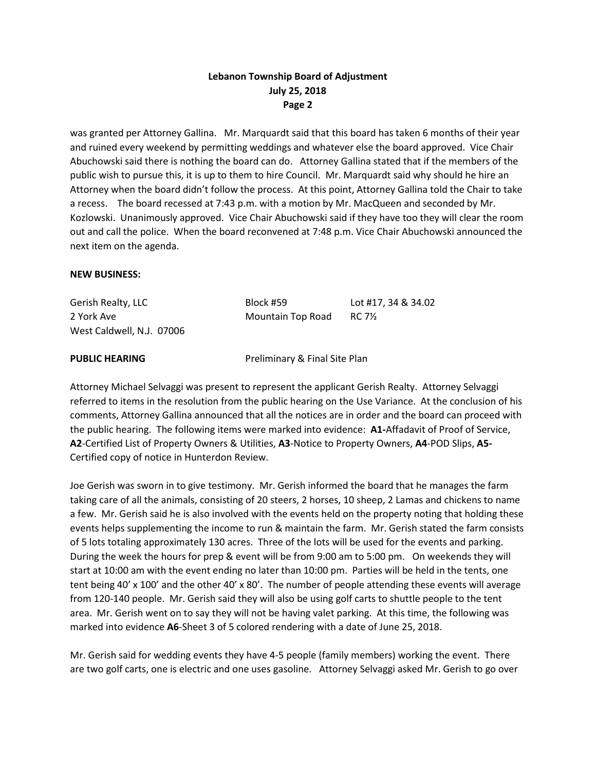was granted per Attorney Gallina. Mr. Marquardt said that this board has taken 6 months of their year and ruined every weekend by permitting weddings and whatever else the board approved. Vice Chair Abuchowski said there is nothing the board can do. Attorney Gallina stated that if the members of the public wish to pursue this, it is up to them to hire Council. Mr. Marquardt said why should he hire an Attorney when the board didn't follow the process. At this point, Attorney Gallina told the Chair to take a recess. The board recessed at 7:43 p.m. with a motion by Mr. MacQueen and seconded by Mr. Kozlowski. Unanimously approved. Vice Chair Abuchowski said if they have too they will clear the room out and call the police. When the board reconvened at 7:48 p.m. Vice Chair Abuchowski announced the next item on the agenda.

**NEW BUSINESS:**

| | | |
|---|---|---|
| Gerish Realty, LLC | Block #59 | Lot #17, 34 & 34.02 |
| 2 York Ave | Mountain Top Road | RC 7½ |
| West Caldwell, N.J. 07006 | | |

**PUBLIC HEARING** Preliminary & Final Site Plan

Attorney Michael Selvaggi was present to represent the applicant Gerish Realty. Attorney Selvaggi referred to items in the resolution from the public hearing on the Use Variance. At the conclusion of his comments, Attorney Gallina announced that all the notices are in order and the board can proceed with the public hearing. The following items were marked into evidence: **A1-**Affadavit of Proof of Service, **A2**-Certified List of Property Owners & Utilities, **A3**-Notice to Property Owners, **A4**-POD Slips, **A5-** Certified copy of notice in Hunterdon Review.

Joe Gerish was sworn in to give testimony. Mr. Gerish informed the board that he manages the farm taking care of all the animals, consisting of 20 steers, 2 horses, 10 sheep, 2 Lamas and chickens to name a few. Mr. Gerish said he is also involved with the events held on the property noting that holding these events helps supplementing the income to run & maintain the farm. Mr. Gerish stated the farm consists of 5 lots totaling approximately 130 acres. Three of the lots will be used for the events and parking. During the week the hours for prep & event will be from 9:00 am to 5:00 pm. On weekends they will start at 10:00 am with the event ending no later than 10:00 pm. Parties will be held in the tents, one tent being 40' x 100' and the other 40' x 80'. The number of people attending these events will average from 120-140 people. Mr. Gerish said they will also be using golf carts to shuttle people to the tent area. Mr. Gerish went on to say they will not be having valet parking. At this time, the following was marked into evidence **A6**-Sheet 3 of 5 colored rendering with a date of June 25, 2018.

Mr. Gerish said for wedding events they have 4-5 people (family members) working the event. There are two golf carts, one is electric and one uses gasoline. Attorney Selvaggi asked Mr. Gerish to go over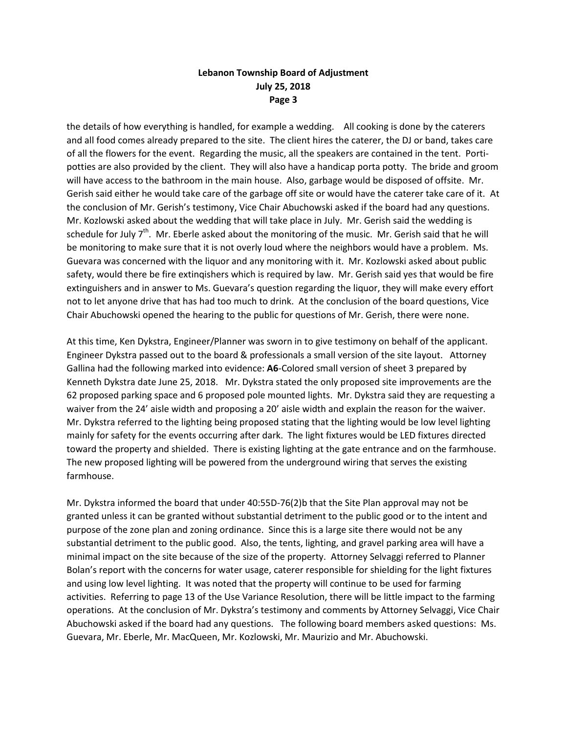the details of how everything is handled, for example a wedding. All cooking is done by the caterers and all food comes already prepared to the site. The client hires the caterer, the DJ or band, takes care of all the flowers for the event. Regarding the music, all the speakers are contained in the tent. Porti-potties are also provided by the client. They will also have a handicap porta potty. The bride and groom will have access to the bathroom in the main house. Also, garbage would be disposed of offsite. Mr. Gerish said either he would take care of the garbage off site or would have the caterer take care of it. At the conclusion of Mr. Gerish's testimony, Vice Chair Abuchowski asked if the board had any questions. Mr. Kozlowski asked about the wedding that will take place in July. Mr. Gerish said the wedding is schedule for July 7th. Mr. Eberle asked about the monitoring of the music. Mr. Gerish said that he will be monitoring to make sure that it is not overly loud where the neighbors would have a problem. Ms. Guevara was concerned with the liquor and any monitoring with it. Mr. Kozlowski asked about public safety, would there be fire extinqishers which is required by law. Mr. Gerish said yes that would be fire extinguishers and in answer to Ms. Guevara's question regarding the liquor, they will make every effort not to let anyone drive that has had too much to drink. At the conclusion of the board questions, Vice Chair Abuchowski opened the hearing to the public for questions of Mr. Gerish, there were none.

At this time, Ken Dykstra, Engineer/Planner was sworn in to give testimony on behalf of the applicant. Engineer Dykstra passed out to the board & professionals a small version of the site layout. Attorney Gallina had the following marked into evidence: **A6**-Colored small version of sheet 3 prepared by Kenneth Dykstra date June 25, 2018. Mr. Dykstra stated the only proposed site improvements are the 62 proposed parking space and 6 proposed pole mounted lights. Mr. Dykstra said they are requesting a waiver from the 24' aisle width and proposing a 20' aisle width and explain the reason for the waiver. Mr. Dykstra referred to the lighting being proposed stating that the lighting would be low level lighting mainly for safety for the events occurring after dark. The light fixtures would be LED fixtures directed toward the property and shielded. There is existing lighting at the gate entrance and on the farmhouse. The new proposed lighting will be powered from the underground wiring that serves the existing farmhouse.

Mr. Dykstra informed the board that under 40:55D-76(2)b that the Site Plan approval may not be granted unless it can be granted without substantial detriment to the public good or to the intent and purpose of the zone plan and zoning ordinance. Since this is a large site there would not be any substantial detriment to the public good. Also, the tents, lighting, and gravel parking area will have a minimal impact on the site because of the size of the property. Attorney Selvaggi referred to Planner Bolan's report with the concerns for water usage, caterer responsible for shielding for the light fixtures and using low level lighting. It was noted that the property will continue to be used for farming activities. Referring to page 13 of the Use Variance Resolution, there will be little impact to the farming operations. At the conclusion of Mr. Dykstra's testimony and comments by Attorney Selvaggi, Vice Chair Abuchowski asked if the board had any questions. The following board members asked questions: Ms. Guevara, Mr. Eberle, Mr. MacQueen, Mr. Kozlowski, Mr. Maurizio and Mr. Abuchowski.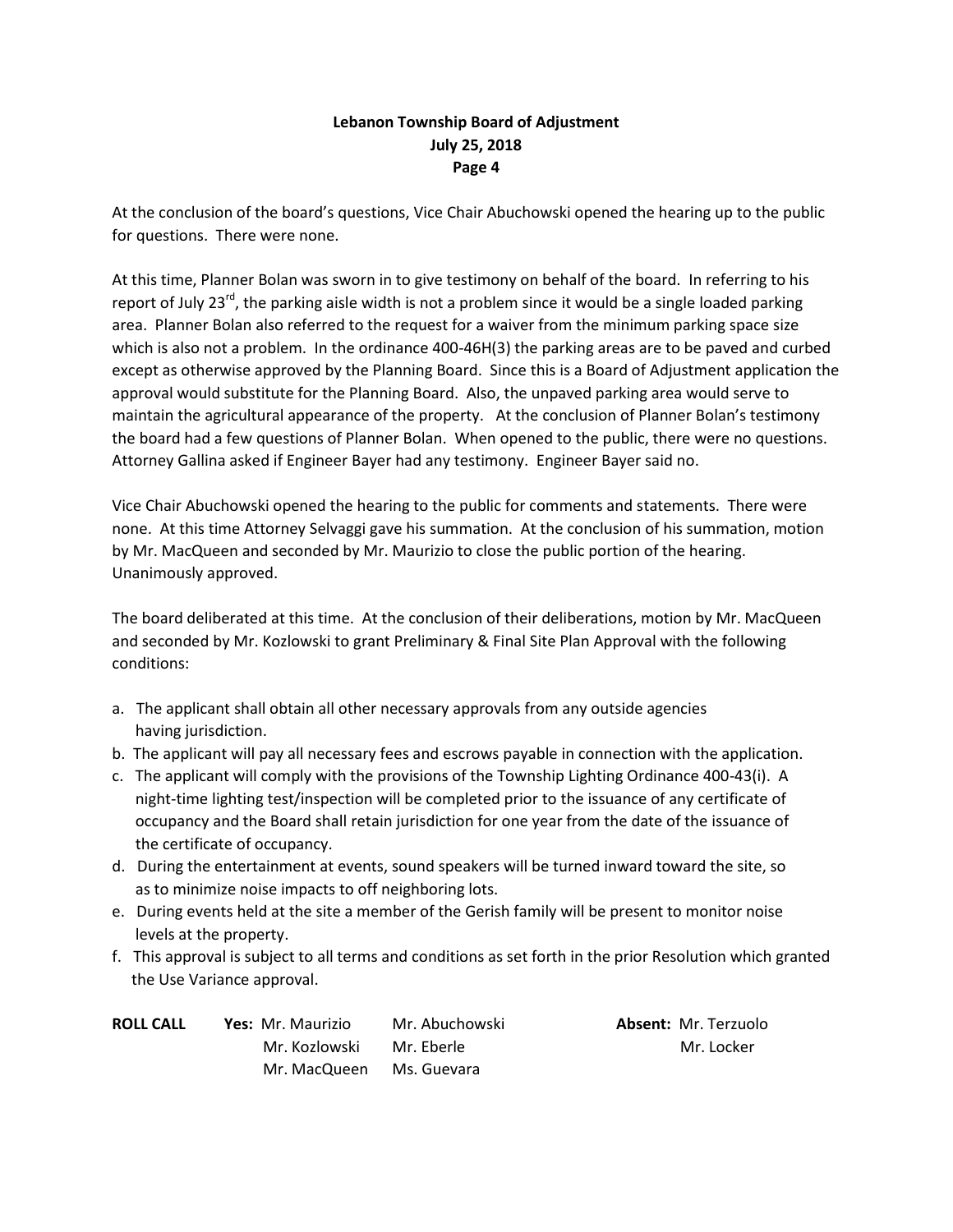At the conclusion of the board's questions, Vice Chair Abuchowski opened the hearing up to the public for questions. There were none.

At this time, Planner Bolan was sworn in to give testimony on behalf of the board. In referring to his report of July 23rd, the parking aisle width is not a problem since it would be a single loaded parking area. Planner Bolan also referred to the request for a waiver from the minimum parking space size which is also not a problem. In the ordinance 400-46H(3) the parking areas are to be paved and curbed except as otherwise approved by the Planning Board. Since this is a Board of Adjustment application the approval would substitute for the Planning Board. Also, the unpaved parking area would serve to maintain the agricultural appearance of the property. At the conclusion of Planner Bolan's testimony the board had a few questions of Planner Bolan. When opened to the public, there were no questions. Attorney Gallina asked if Engineer Bayer had any testimony. Engineer Bayer said no.

Vice Chair Abuchowski opened the hearing to the public for comments and statements. There were none. At this time Attorney Selvaggi gave his summation. At the conclusion of his summation, motion by Mr. MacQueen and seconded by Mr. Maurizio to close the public portion of the hearing. Unanimously approved.

The board deliberated at this time. At the conclusion of their deliberations, motion by Mr. MacQueen and seconded by Mr. Kozlowski to grant Preliminary & Final Site Plan Approval with the following conditions:

a. The applicant shall obtain all other necessary approvals from any outside agencies having jurisdiction.
b. The applicant will pay all necessary fees and escrows payable in connection with the application.
c. The applicant will comply with the provisions of the Township Lighting Ordinance 400-43(i). A night-time lighting test/inspection will be completed prior to the issuance of any certificate of occupancy and the Board shall retain jurisdiction for one year from the date of the issuance of the certificate of occupancy.
d. During the entertainment at events, sound speakers will be turned inward toward the site, so as to minimize noise impacts to off neighboring lots.
e. During events held at the site a member of the Gerish family will be present to monitor noise levels at the property.
f. This approval is subject to all terms and conditions as set forth in the prior Resolution which granted the Use Variance approval.

**ROLL CALL** **Yes:** Mr. Maurizio, Mr. Abuchowski, Mr. Kozlowski, Mr. Eberle, Mr. MacQueen, Ms. Guevara

**Absent:** Mr. Terzuolo, Mr. Locker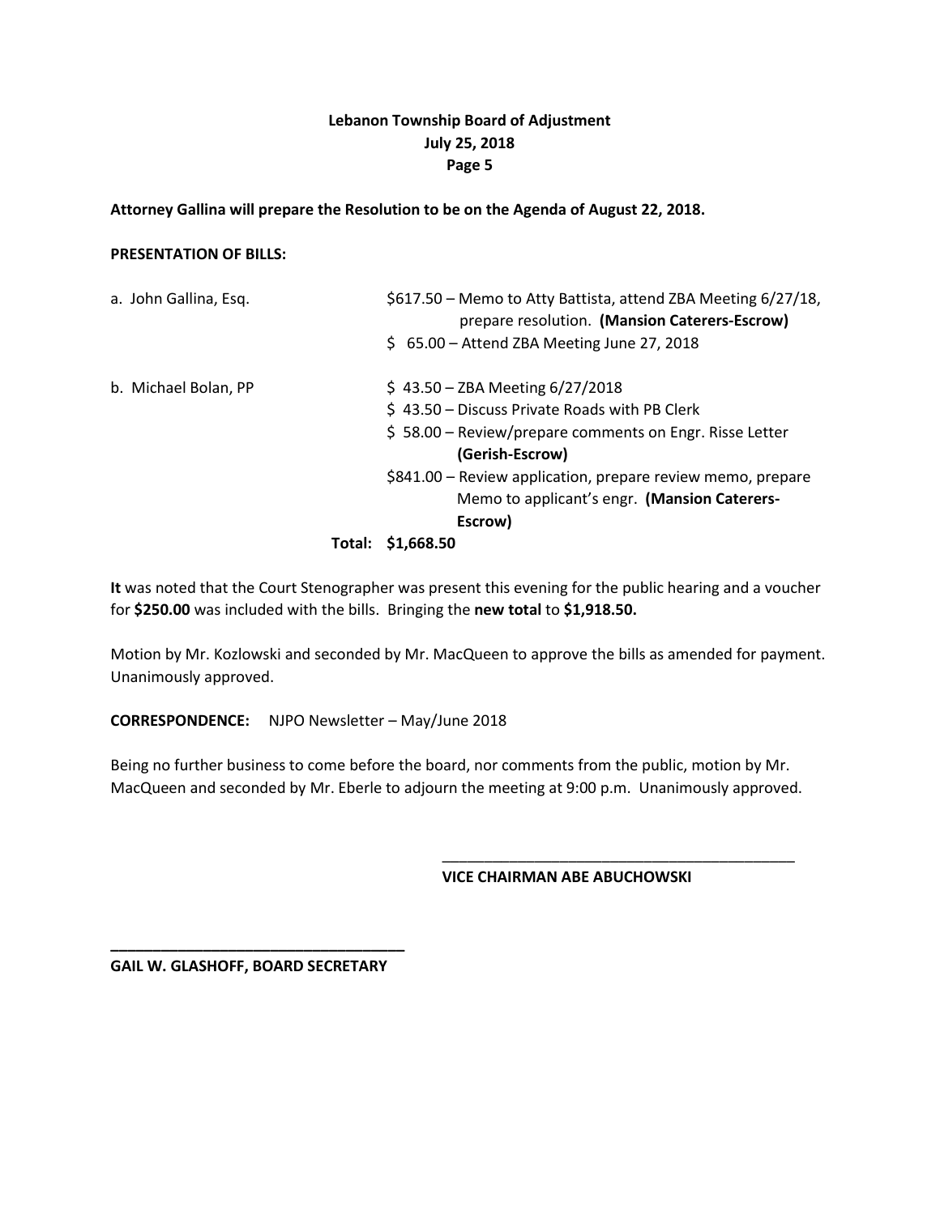Attorney Gallina will prepare the Resolution to be on the Agenda of August 22, 2018.

**PRESENTATION OF BILLS:**

| | |
|---|---|
| a. John Gallina, Esq. | \$617.50 – Memo to Atty Battista, attend ZBA Meeting 6/27/18, prepare resolution. **(Mansion Caterers-Escrow)** |
| | \$ 65.00 – Attend ZBA Meeting June 27, 2018 |
| b. Michael Bolan, PP | \$ 43.50 – ZBA Meeting 6/27/2018 |
| | \$ 43.50 – Discuss Private Roads with PB Clerk |
| | \$ 58.00 – Review/prepare comments on Engr. Risse Letter **(Gerish-Escrow)** |
| | \$841.00 – Review application, prepare review memo, prepare Memo to applicant's engr. **(Mansion Caterers-Escrow)** |
| **Total:** | **\$1,668.50** |

**It** was noted that the Court Stenographer was present this evening for the public hearing and a voucher for **\$250.00** was included with the bills. Bringing the **new total** to **\$1,918.50.**

Motion by Mr. Kozlowski and seconded by Mr. MacQueen to approve the bills as amended for payment. Unanimously approved.

**CORRESPONDENCE:** NJPO Newsletter – May/June 2018

Being no further business to come before the board, nor comments from the public, motion by Mr. MacQueen and seconded by Mr. Eberle to adjourn the meeting at 9:00 p.m. Unanimously approved.

\_\_\_\_\_\_\_\_\_\_\_\_\_\_\_\_\_\_\_\_\_\_\_\_\_\_\_\_\_\_\_\_\_\_\_\_\_\_\_\_\_\_

**VICE CHAIRMAN ABE ABUCHOWSKI**

\_\_\_\_\_\_\_\_\_\_\_\_\_\_\_\_\_\_\_\_\_\_\_\_\_\_\_\_\_\_\_\_\_\_\_

**GAIL W. GLASHOFF, BOARD SECRETARY**